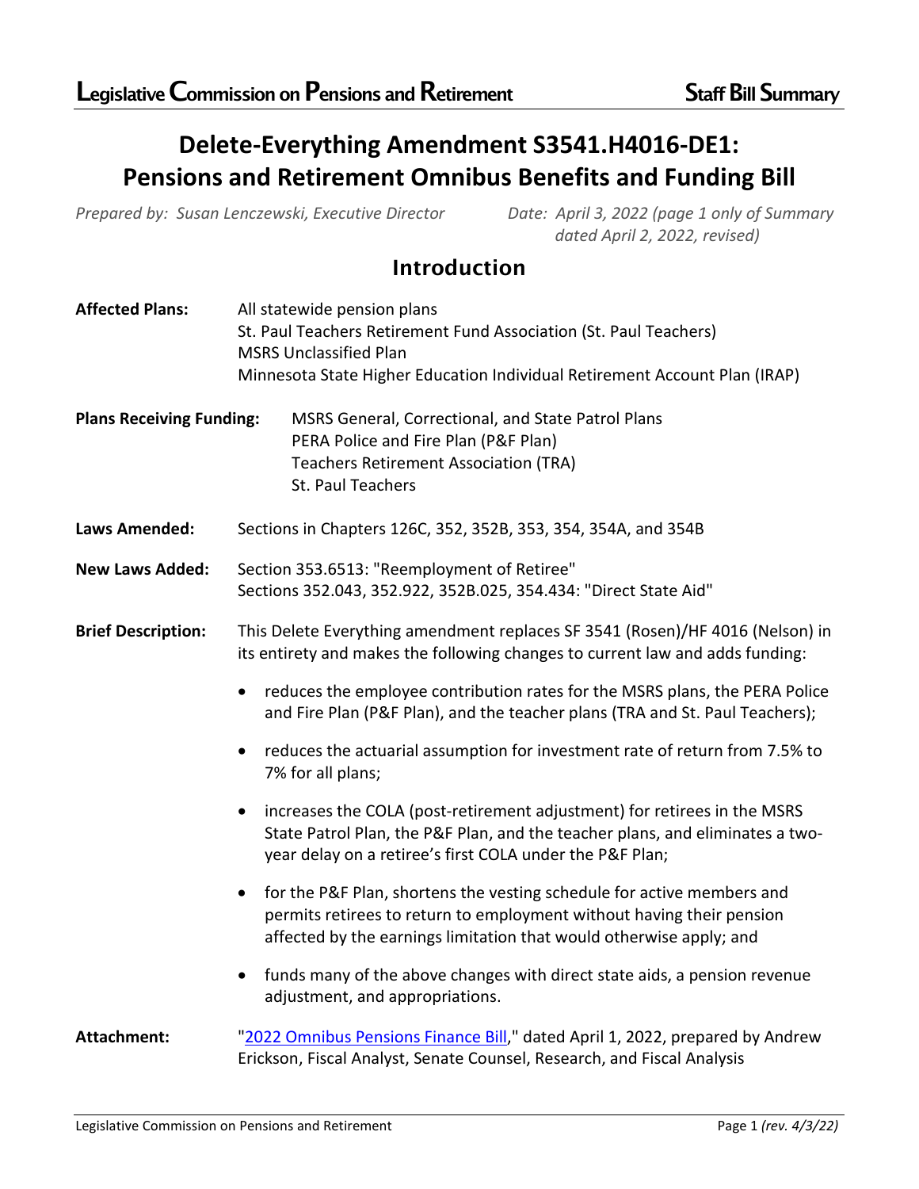**Legislative Commission on Pensions and Retirement** | **Staff Bill Summary**

# Delete-Everything Amendment S3541.H4016-DE1: Pensions and Retirement Omnibus Benefits and Funding Bill

*Prepared by: Susan Lenczewski, Executive Director* *Date: April 3, 2022 (page 1 only of Summary dated April 2, 2022, revised)*

## Introduction

**Affected Plans:** All statewide pension plans
St. Paul Teachers Retirement Fund Association (St. Paul Teachers)
MSRS Unclassified Plan
Minnesota State Higher Education Individual Retirement Account Plan (IRAP)

**Plans Receiving Funding:** MSRS General, Correctional, and State Patrol Plans
PERA Police and Fire Plan (P&F Plan)
Teachers Retirement Association (TRA)
St. Paul Teachers

**Laws Amended:** Sections in Chapters 126C, 352, 352B, 353, 354, 354A, and 354B

**New Laws Added:** Section 353.6513: "Reemployment of Retiree"
Sections 352.043, 352.922, 352B.025, 354.434: "Direct State Aid"

**Brief Description:** This Delete Everything amendment replaces SF 3541 (Rosen)/HF 4016 (Nelson) in its entirety and makes the following changes to current law and adds funding:

- reduces the employee contribution rates for the MSRS plans, the PERA Police and Fire Plan (P&F Plan), and the teacher plans (TRA and St. Paul Teachers);
- reduces the actuarial assumption for investment rate of return from 7.5% to 7% for all plans;
- increases the COLA (post-retirement adjustment) for retirees in the MSRS State Patrol Plan, the P&F Plan, and the teacher plans, and eliminates a two-year delay on a retiree's first COLA under the P&F Plan;
- for the P&F Plan, shortens the vesting schedule for active members and permits retirees to return to employment without having their pension affected by the earnings limitation that would otherwise apply; and
- funds many of the above changes with direct state aids, a pension revenue adjustment, and appropriations.

**Attachment:** "2022 Omnibus Pensions Finance Bill," dated April 1, 2022, prepared by Andrew Erickson, Fiscal Analyst, Senate Counsel, Research, and Fiscal Analysis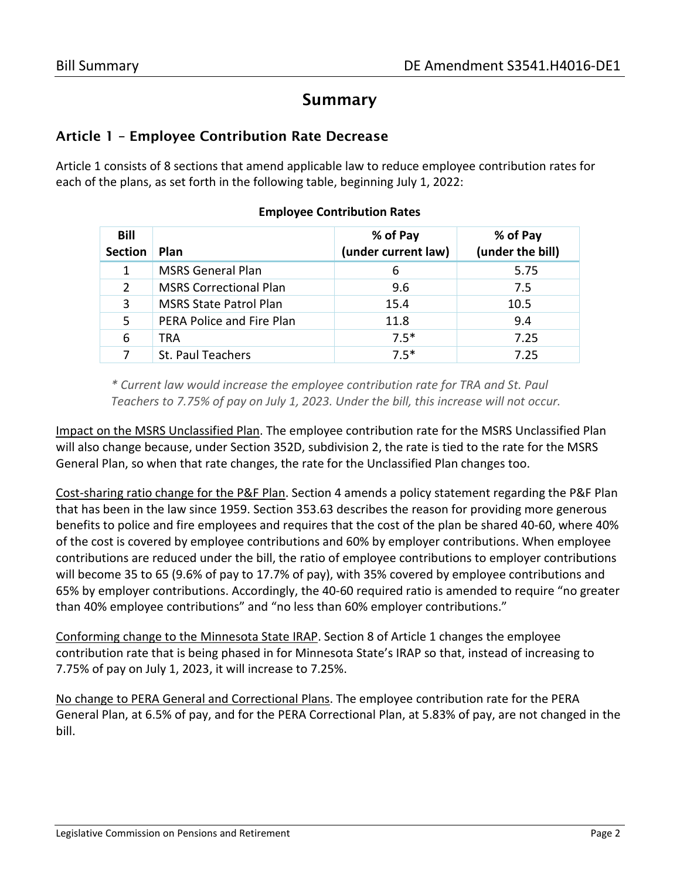# Summary

## Article 1 – Employee Contribution Rate Decrease

Article 1 consists of 8 sections that amend applicable law to reduce employee contribution rates for each of the plans, as set forth in the following table, beginning July 1, 2022:

**Employee Contribution Rates**

| Bill Section | Plan | % of Pay (under current law) | % of Pay (under the bill) |
|---|---|---|---|
| 1 | MSRS General Plan | 6 | 5.75 |
| 2 | MSRS Correctional Plan | 9.6 | 7.5 |
| 3 | MSRS State Patrol Plan | 15.4 | 10.5 |
| 5 | PERA Police and Fire Plan | 11.8 | 9.4 |
| 6 | TRA | 7.5* | 7.25 |
| 7 | St. Paul Teachers | 7.5* | 7.25 |

*\* Current law would increase the employee contribution rate for TRA and St. Paul Teachers to 7.75% of pay on July 1, 2023. Under the bill, this increase will not occur.*

Impact on the MSRS Unclassified Plan. The employee contribution rate for the MSRS Unclassified Plan will also change because, under Section 352D, subdivision 2, the rate is tied to the rate for the MSRS General Plan, so when that rate changes, the rate for the Unclassified Plan changes too.

Cost-sharing ratio change for the P&F Plan. Section 4 amends a policy statement regarding the P&F Plan that has been in the law since 1959. Section 353.63 describes the reason for providing more generous benefits to police and fire employees and requires that the cost of the plan be shared 40-60, where 40% of the cost is covered by employee contributions and 60% by employer contributions. When employee contributions are reduced under the bill, the ratio of employee contributions to employer contributions will become 35 to 65 (9.6% of pay to 17.7% of pay), with 35% covered by employee contributions and 65% by employer contributions. Accordingly, the 40-60 required ratio is amended to require "no greater than 40% employee contributions" and "no less than 60% employer contributions."

Conforming change to the Minnesota State IRAP. Section 8 of Article 1 changes the employee contribution rate that is being phased in for Minnesota State's IRAP so that, instead of increasing to 7.75% of pay on July 1, 2023, it will increase to 7.25%.

No change to PERA General and Correctional Plans. The employee contribution rate for the PERA General Plan, at 6.5% of pay, and for the PERA Correctional Plan, at 5.83% of pay, are not changed in the bill.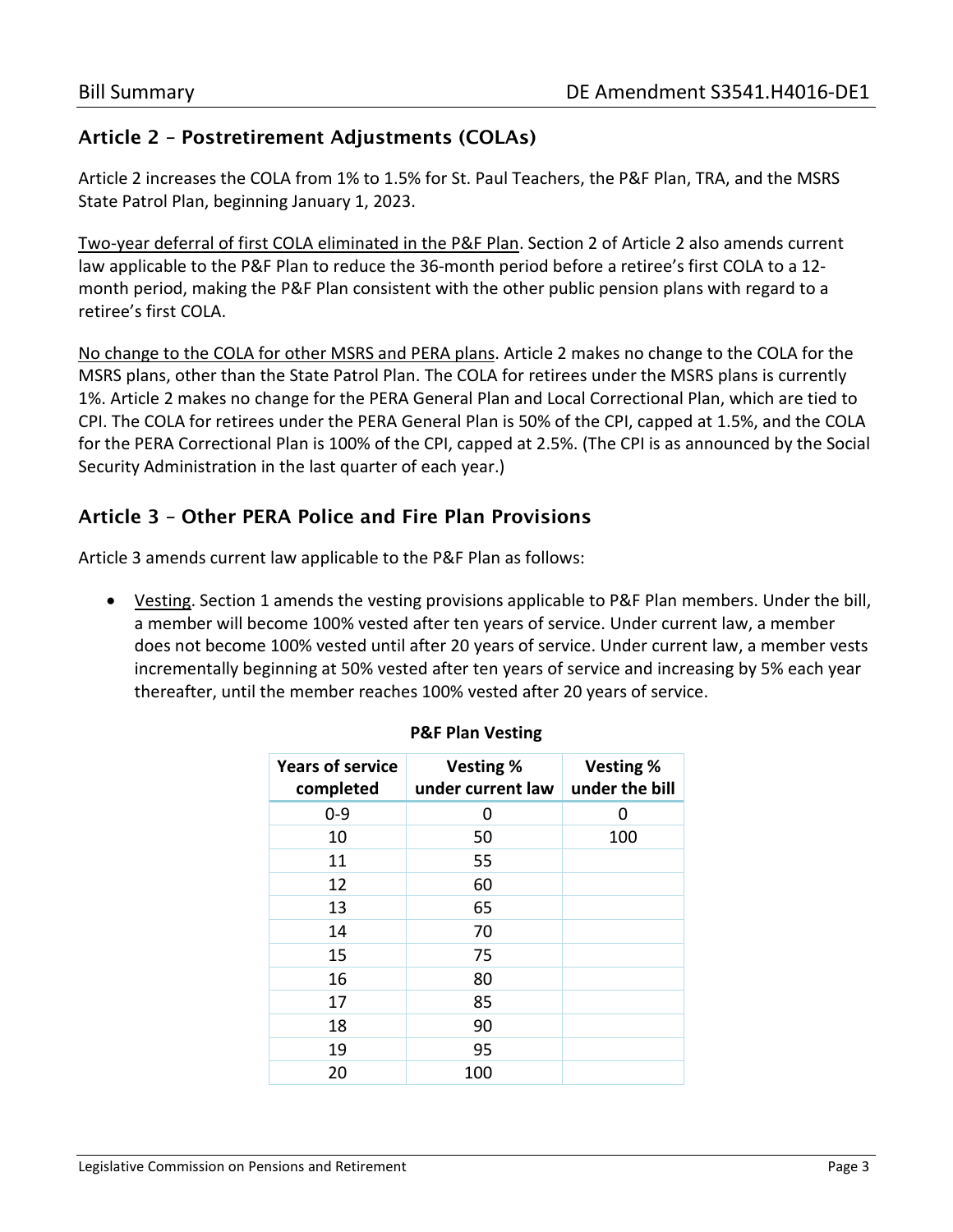## Article 2 – Postretirement Adjustments (COLAs)

Article 2 increases the COLA from 1% to 1.5% for St. Paul Teachers, the P&F Plan, TRA, and the MSRS State Patrol Plan, beginning January 1, 2023.

Two-year deferral of first COLA eliminated in the P&F Plan. Section 2 of Article 2 also amends current law applicable to the P&F Plan to reduce the 36-month period before a retiree's first COLA to a 12-month period, making the P&F Plan consistent with the other public pension plans with regard to a retiree's first COLA.

No change to the COLA for other MSRS and PERA plans. Article 2 makes no change to the COLA for the MSRS plans, other than the State Patrol Plan. The COLA for retirees under the MSRS plans is currently 1%. Article 2 makes no change for the PERA General Plan and Local Correctional Plan, which are tied to CPI. The COLA for retirees under the PERA General Plan is 50% of the CPI, capped at 1.5%, and the COLA for the PERA Correctional Plan is 100% of the CPI, capped at 2.5%. (The CPI is as announced by the Social Security Administration in the last quarter of each year.)

## Article 3 – Other PERA Police and Fire Plan Provisions

Article 3 amends current law applicable to the P&F Plan as follows:

- Vesting. Section 1 amends the vesting provisions applicable to P&F Plan members. Under the bill, a member will become 100% vested after ten years of service. Under current law, a member does not become 100% vested until after 20 years of service. Under current law, a member vests incrementally beginning at 50% vested after ten years of service and increasing by 5% each year thereafter, until the member reaches 100% vested after 20 years of service.

**P&F Plan Vesting**

| Years of service completed | Vesting % under current law | Vesting % under the bill |
|---|---|---|
| 0-9 | 0 | 0 |
| 10 | 50 | 100 |
| 11 | 55 | |
| 12 | 60 | |
| 13 | 65 | |
| 14 | 70 | |
| 15 | 75 | |
| 16 | 80 | |
| 17 | 85 | |
| 18 | 90 | |
| 19 | 95 | |
| 20 | 100 | |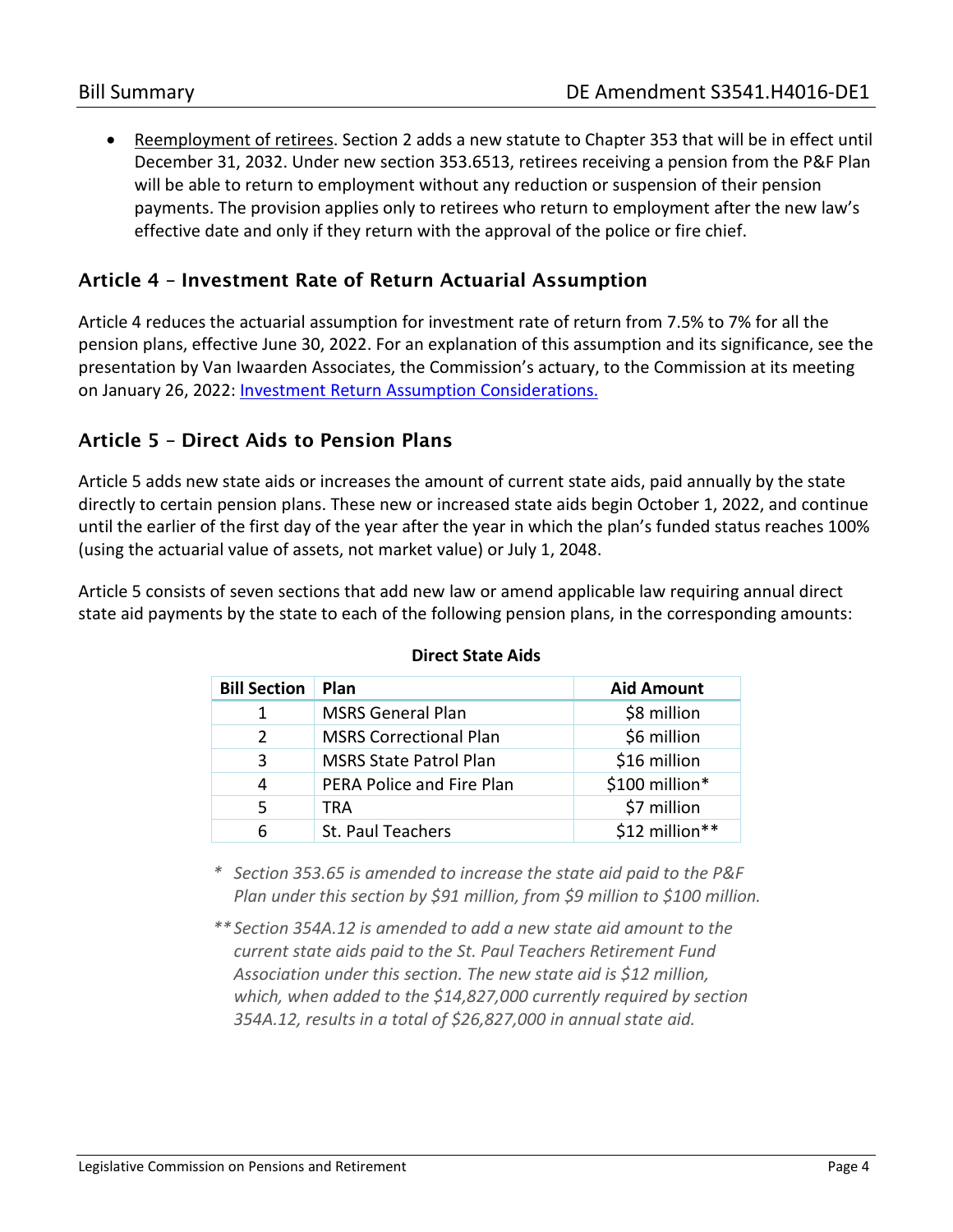- Reemployment of retirees. Section 2 adds a new statute to Chapter 353 that will be in effect until December 31, 2032. Under new section 353.6513, retirees receiving a pension from the P&F Plan will be able to return to employment without any reduction or suspension of their pension payments. The provision applies only to retirees who return to employment after the new law's effective date and only if they return with the approval of the police or fire chief.

## Article 4 – Investment Rate of Return Actuarial Assumption

Article 4 reduces the actuarial assumption for investment rate of return from 7.5% to 7% for all the pension plans, effective June 30, 2022. For an explanation of this assumption and its significance, see the presentation by Van Iwaarden Associates, the Commission's actuary, to the Commission at its meeting on January 26, 2022: [Investment Return Assumption Considerations.]()

## Article 5 – Direct Aids to Pension Plans

Article 5 adds new state aids or increases the amount of current state aids, paid annually by the state directly to certain pension plans. These new or increased state aids begin October 1, 2022, and continue until the earlier of the first day of the year after the year in which the plan's funded status reaches 100% (using the actuarial value of assets, not market value) or July 1, 2048.

Article 5 consists of seven sections that add new law or amend applicable law requiring annual direct state aid payments by the state to each of the following pension plans, in the corresponding amounts:

**Direct State Aids**

| Bill Section | Plan | Aid Amount |
|---|---|---|
| 1 | MSRS General Plan | $8 million |
| 2 | MSRS Correctional Plan | $6 million |
| 3 | MSRS State Patrol Plan | $16 million |
| 4 | PERA Police and Fire Plan | $100 million* |
| 5 | TRA | $7 million |
| 6 | St. Paul Teachers | $12 million** |

\* *Section 353.65 is amended to increase the state aid paid to the P&F Plan under this section by $91 million, from $9 million to $100 million.*

** *Section 354A.12 is amended to add a new state aid amount to the current state aids paid to the St. Paul Teachers Retirement Fund Association under this section. The new state aid is $12 million, which, when added to the $14,827,000 currently required by section 354A.12, results in a total of $26,827,000 in annual state aid.*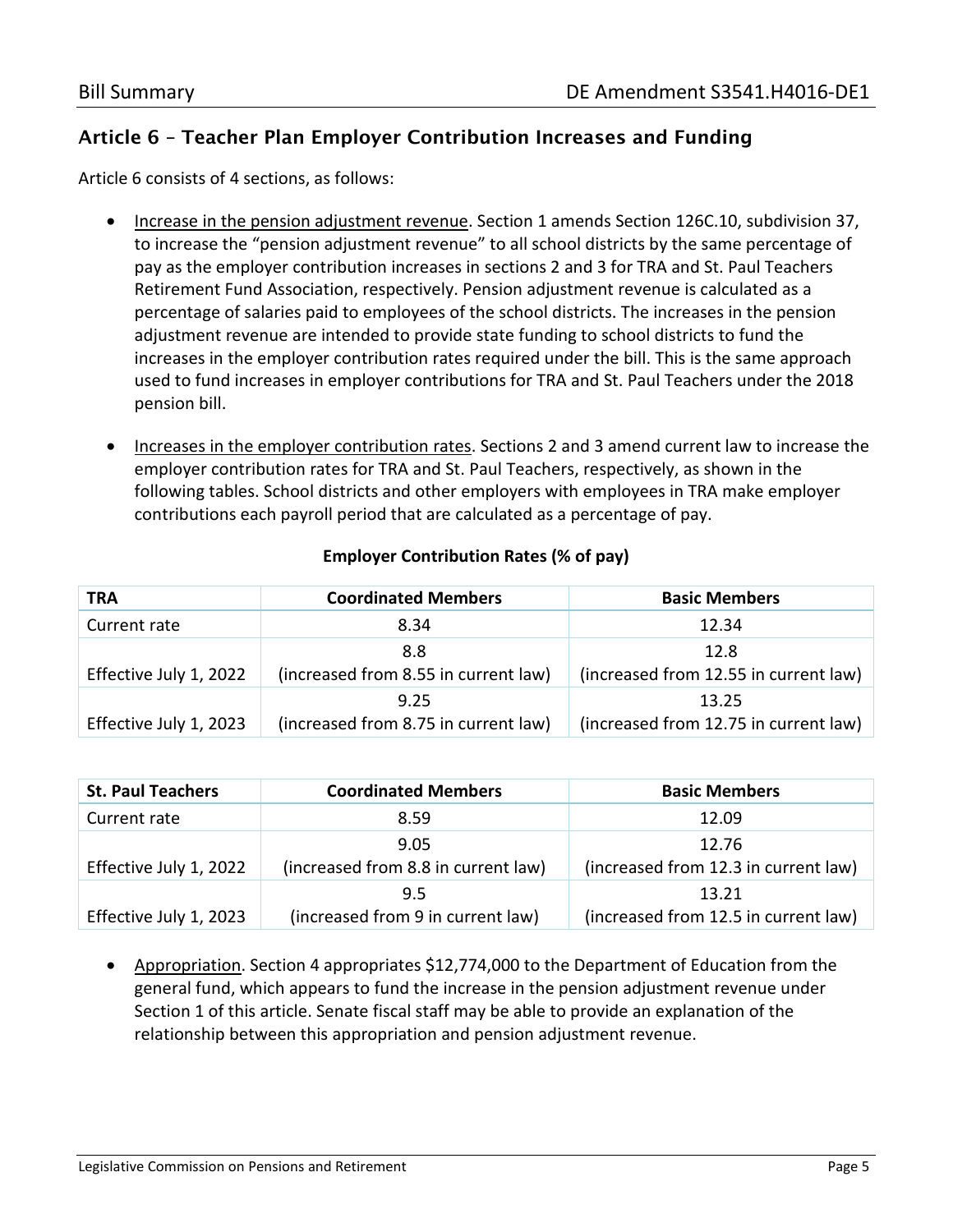## Article 6 – Teacher Plan Employer Contribution Increases and Funding

Article 6 consists of 4 sections, as follows:

- Increase in the pension adjustment revenue. Section 1 amends Section 126C.10, subdivision 37, to increase the "pension adjustment revenue" to all school districts by the same percentage of pay as the employer contribution increases in sections 2 and 3 for TRA and St. Paul Teachers Retirement Fund Association, respectively. Pension adjustment revenue is calculated as a percentage of salaries paid to employees of the school districts. The increases in the pension adjustment revenue are intended to provide state funding to school districts to fund the increases in the employer contribution rates required under the bill. This is the same approach used to fund increases in employer contributions for TRA and St. Paul Teachers under the 2018 pension bill.

- Increases in the employer contribution rates. Sections 2 and 3 amend current law to increase the employer contribution rates for TRA and St. Paul Teachers, respectively, as shown in the following tables. School districts and other employers with employees in TRA make employer contributions each payroll period that are calculated as a percentage of pay.

**Employer Contribution Rates (% of pay)**

| TRA | Coordinated Members | Basic Members |
|---|---|---|
| Current rate | 8.34 | 12.34 |
| Effective July 1, 2022 | 8.8 (increased from 8.55 in current law) | 12.8 (increased from 12.55 in current law) |
| Effective July 1, 2023 | 9.25 (increased from 8.75 in current law) | 13.25 (increased from 12.75 in current law) |

| St. Paul Teachers | Coordinated Members | Basic Members |
|---|---|---|
| Current rate | 8.59 | 12.09 |
| Effective July 1, 2022 | 9.05 (increased from 8.8 in current law) | 12.76 (increased from 12.3 in current law) |
| Effective July 1, 2023 | 9.5 (increased from 9 in current law) | 13.21 (increased from 12.5 in current law) |

- Appropriation. Section 4 appropriates $12,774,000 to the Department of Education from the general fund, which appears to fund the increase in the pension adjustment revenue under Section 1 of this article. Senate fiscal staff may be able to provide an explanation of the relationship between this appropriation and pension adjustment revenue.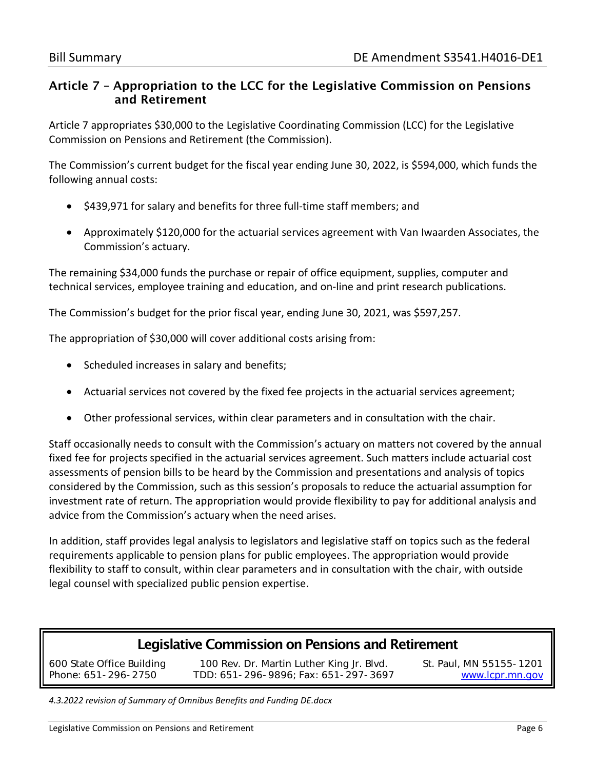## Article 7 – Appropriation to the LCC for the Legislative Commission on Pensions and Retirement

Article 7 appropriates $30,000 to the Legislative Coordinating Commission (LCC) for the Legislative Commission on Pensions and Retirement (the Commission).

The Commission's current budget for the fiscal year ending June 30, 2022, is $594,000, which funds the following annual costs:

- $439,971 for salary and benefits for three full-time staff members; and
- Approximately $120,000 for the actuarial services agreement with Van Iwaarden Associates, the Commission's actuary.

The remaining $34,000 funds the purchase or repair of office equipment, supplies, computer and technical services, employee training and education, and on-line and print research publications.

The Commission's budget for the prior fiscal year, ending June 30, 2021, was $597,257.

The appropriation of $30,000 will cover additional costs arising from:

- Scheduled increases in salary and benefits;
- Actuarial services not covered by the fixed fee projects in the actuarial services agreement;
- Other professional services, within clear parameters and in consultation with the chair.

Staff occasionally needs to consult with the Commission's actuary on matters not covered by the annual fixed fee for projects specified in the actuarial services agreement. Such matters include actuarial cost assessments of pension bills to be heard by the Commission and presentations and analysis of topics considered by the Commission, such as this session's proposals to reduce the actuarial assumption for investment rate of return. The appropriation would provide flexibility to pay for additional analysis and advice from the Commission's actuary when the need arises.

In addition, staff provides legal analysis to legislators and legislative staff on topics such as the federal requirements applicable to pension plans for public employees. The appropriation would provide flexibility to staff to consult, within clear parameters and in consultation with the chair, with outside legal counsel with specialized public pension expertise.

**Legislative Commission on Pensions and Retirement**

600 State Office Building | 100 Rev. Dr. Martin Luther King Jr. Blvd. | St. Paul, MN 55155-1201
Phone: 651-296-2750 | TDD: 651-296-9896; Fax: 651-297-3697 | www.lcpr.mn.gov

*4.3.2022 revision of Summary of Omnibus Benefits and Funding DE.docx*